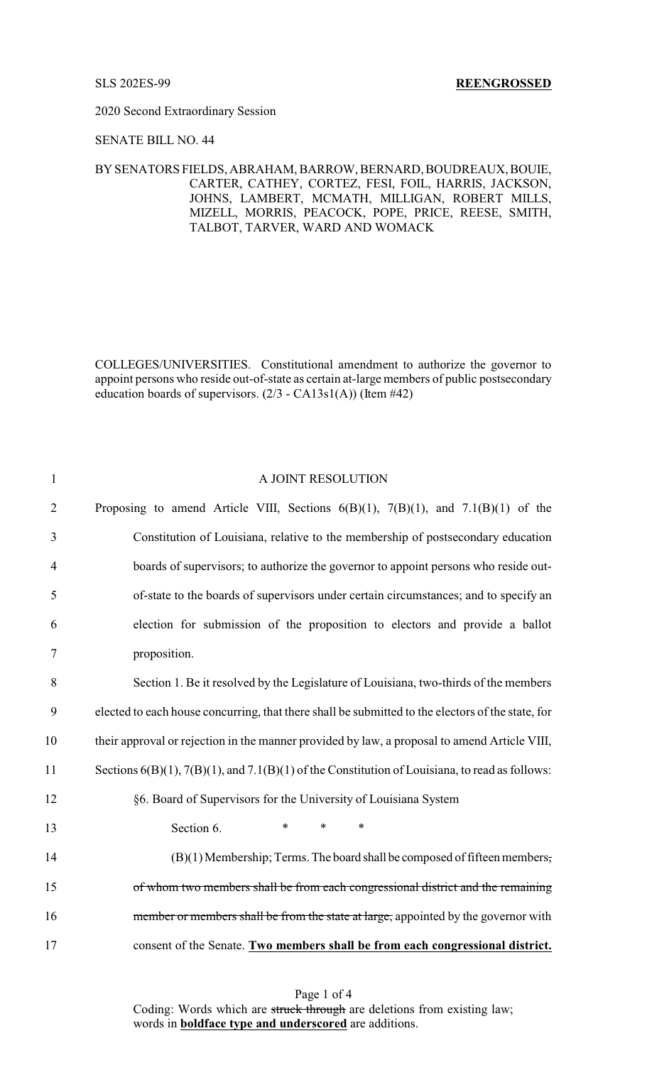SLS 202ES-99 **REENGROSSED**

2020 Second Extraordinary Session

SENATE BILL NO. 44

BY SENATORS FIELDS, ABRAHAM, BARROW, BERNARD, BOUDREAUX, BOUIE, CARTER, CATHEY, CORTEZ, FESI, FOIL, HARRIS, JACKSON, JOHNS, LAMBERT, MCMATH, MILLIGAN, ROBERT MILLS, MIZELL, MORRIS, PEACOCK, POPE, PRICE, REESE, SMITH, TALBOT, TARVER, WARD AND WOMACK

COLLEGES/UNIVERSITIES. Constitutional amendment to authorize the governor to appoint persons who reside out-of-state as certain at-large members of public postsecondary education boards of supervisors. (2/3 - CA13s1(A)) (Item #42)

1 A JOINT RESOLUTION

2 Proposing to amend Article VIII, Sections 6(B)(1), 7(B)(1), and 7.1(B)(1) of the
3 Constitution of Louisiana, relative to the membership of postsecondary education
4 boards of supervisors; to authorize the governor to appoint persons who reside out-
5 of-state to the boards of supervisors under certain circumstances; and to specify an
6 election for submission of the proposition to electors and provide a ballot
7 proposition.

8 Section 1. Be it resolved by the Legislature of Louisiana, two-thirds of the members
9 elected to each house concurring, that there shall be submitted to the electors of the state, for
10 their approval or rejection in the manner provided by law, a proposal to amend Article VIII,
11 Sections 6(B)(1), 7(B)(1), and 7.1(B)(1) of the Constitution of Louisiana, to read as follows:

12 §6. Board of Supervisors for the University of Louisiana System

13 Section 6. * * *

14 (B)(1) Membership; Terms. The board shall be composed of fifteen members~~,~~
15 ~~of whom two members shall be from each congressional district and the remaining~~
16 ~~member or members shall be from the state at large,~~ appointed by the governor with
17 consent of the Senate. **__Two members shall be from each congressional district.__**

Coding: Words which are ~~struck through~~ are deletions from existing law; words in **__boldface type and underscored__** are additions.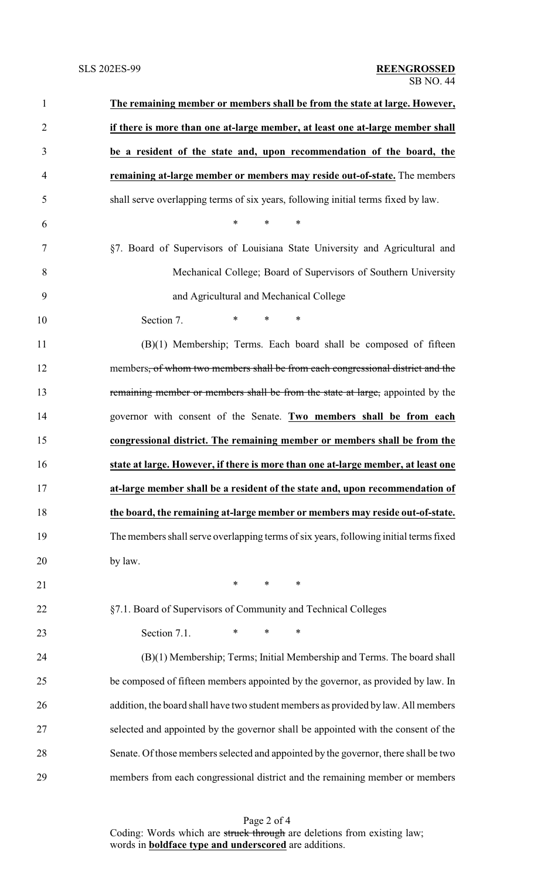**The remaining member or members shall be from the state at large. However, if there is more than one at-large member, at least one at-large member shall be a resident of the state and, upon recommendation of the board, the remaining at-large member or members may reside out-of-state.** The members shall serve overlapping terms of six years, following initial terms fixed by law.

\* \* \*

§7. Board of Supervisors of Louisiana State University and Agricultural and Mechanical College; Board of Supervisors of Southern University and Agricultural and Mechanical College

Section 7. \* \* \*

(B)(1) Membership; Terms. Each board shall be composed of fifteen members~~, of whom two members shall be from each congressional district and the remaining member or members shall be from the state at large,~~ appointed by the governor with consent of the Senate. **Two members shall be from each congressional district. The remaining member or members shall be from the state at large. However, if there is more than one at-large member, at least one at-large member shall be a resident of the state and, upon recommendation of the board, the remaining at-large member or members may reside out-of-state.** The members shall serve overlapping terms of six years, following initial terms fixed by law.

\* \* \*

§7.1. Board of Supervisors of Community and Technical Colleges

Section 7.1. \* \* \*

(B)(1) Membership; Terms; Initial Membership and Terms. The board shall be composed of fifteen members appointed by the governor, as provided by law. In addition, the board shall have two student members as provided by law. All members selected and appointed by the governor shall be appointed with the consent of the Senate. Of those members selected and appointed by the governor, there shall be two members from each congressional district and the remaining member or members

Coding: Words which are ~~struck through~~ are deletions from existing law; words in **boldface type and underscored** are additions.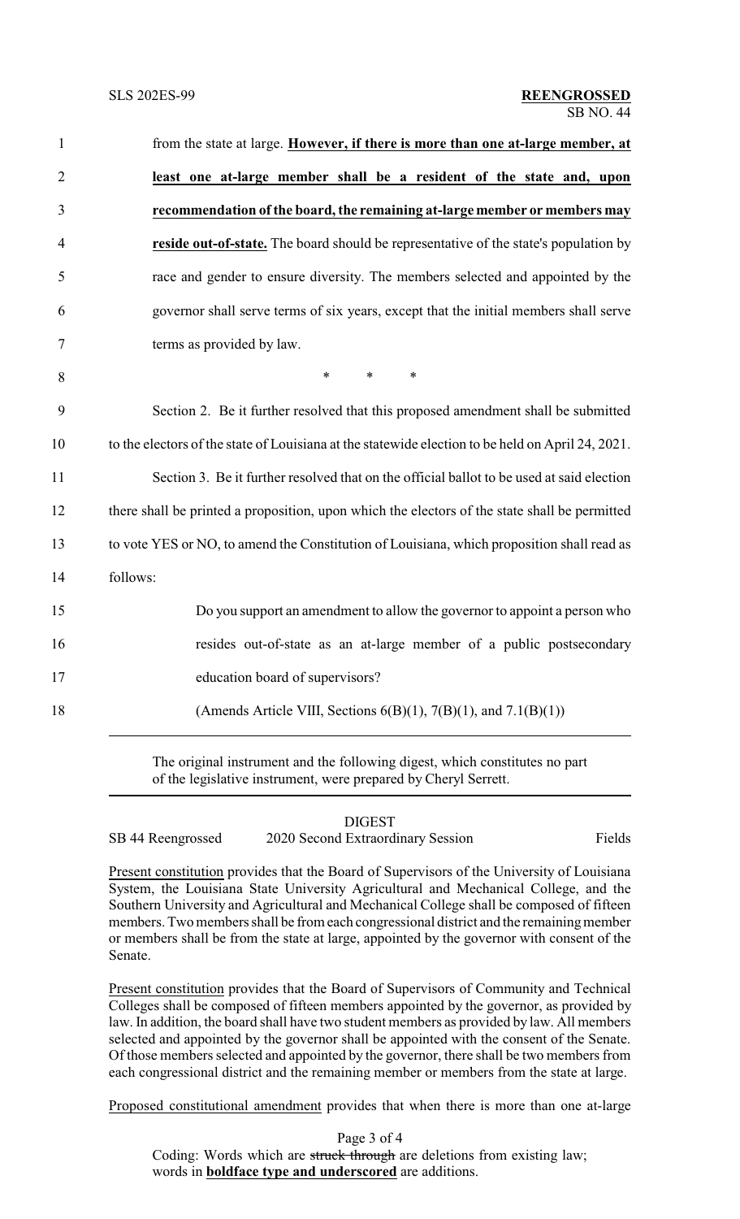from the state at large. **<u>However, if there is more than one at-large member, at least one at-large member shall be a resident of the state and, upon recommendation of the board, the remaining at-large member or members may reside out-of-state.</u>** The board should be representative of the state's population by race and gender to ensure diversity. The members selected and appointed by the governor shall serve terms of six years, except that the initial members shall serve terms as provided by law.

\* \* \*

Section 2. Be it further resolved that this proposed amendment shall be submitted to the electors of the state of Louisiana at the statewide election to be held on April 24, 2021.

Section 3. Be it further resolved that on the official ballot to be used at said election there shall be printed a proposition, upon which the electors of the state shall be permitted to vote YES or NO, to amend the Constitution of Louisiana, which proposition shall read as follows:

> Do you support an amendment to allow the governor to appoint a person who resides out-of-state as an at-large member of a public postsecondary education board of supervisors?
>
> (Amends Article VIII, Sections 6(B)(1), 7(B)(1), and 7.1(B)(1))

---

The original instrument and the following digest, which constitutes no part of the legislative instrument, were prepared by Cheryl Serrett.

---

## DIGEST

SB 44 Reengrossed — 2020 Second Extraordinary Session — Fields

<u>Present constitution</u> provides that the Board of Supervisors of the University of Louisiana System, the Louisiana State University Agricultural and Mechanical College, and the Southern University and Agricultural and Mechanical College shall be composed of fifteen members. Two members shall be from each congressional district and the remaining member or members shall be from the state at large, appointed by the governor with consent of the Senate.

<u>Present constitution</u> provides that the Board of Supervisors of Community and Technical Colleges shall be composed of fifteen members appointed by the governor, as provided by law. In addition, the board shall have two student members as provided by law. All members selected and appointed by the governor shall be appointed with the consent of the Senate. Of those members selected and appointed by the governor, there shall be two members from each congressional district and the remaining member or members from the state at large.

<u>Proposed constitutional amendment</u> provides that when there is more than one at-large

Coding: Words which are ~~struck through~~ are deletions from existing law; words in **<u>boldface type and underscored</u>** are additions.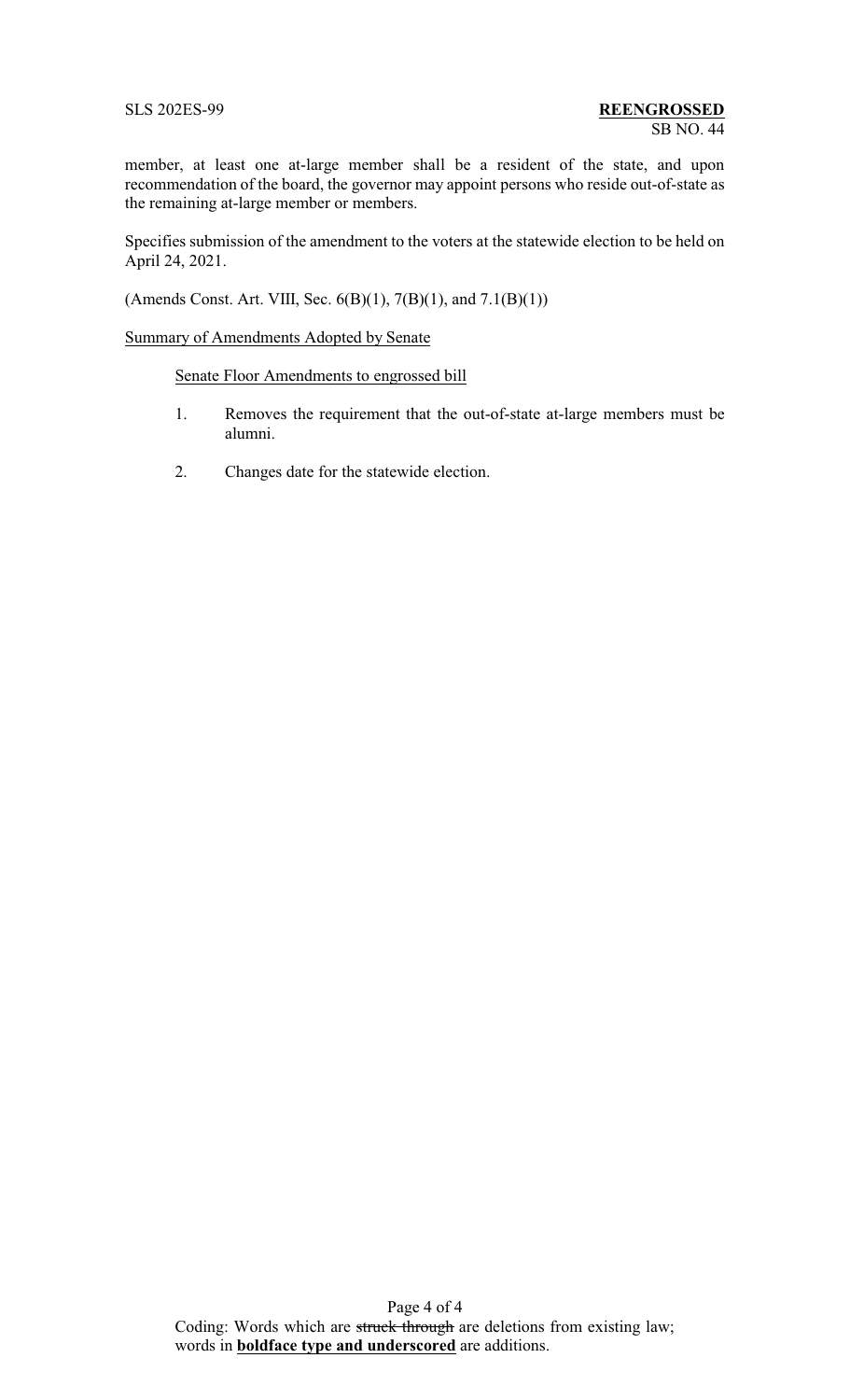member, at least one at-large member shall be a resident of the state, and upon recommendation of the board, the governor may appoint persons who reside out-of-state as the remaining at-large member or members.

Specifies submission of the amendment to the voters at the statewide election to be held on April 24, 2021.

(Amends Const. Art. VIII, Sec. 6(B)(1), 7(B)(1), and 7.1(B)(1))

Summary of Amendments Adopted by Senate

Senate Floor Amendments to engrossed bill

1. Removes the requirement that the out-of-state at-large members must be alumni.
2. Changes date for the statewide election.